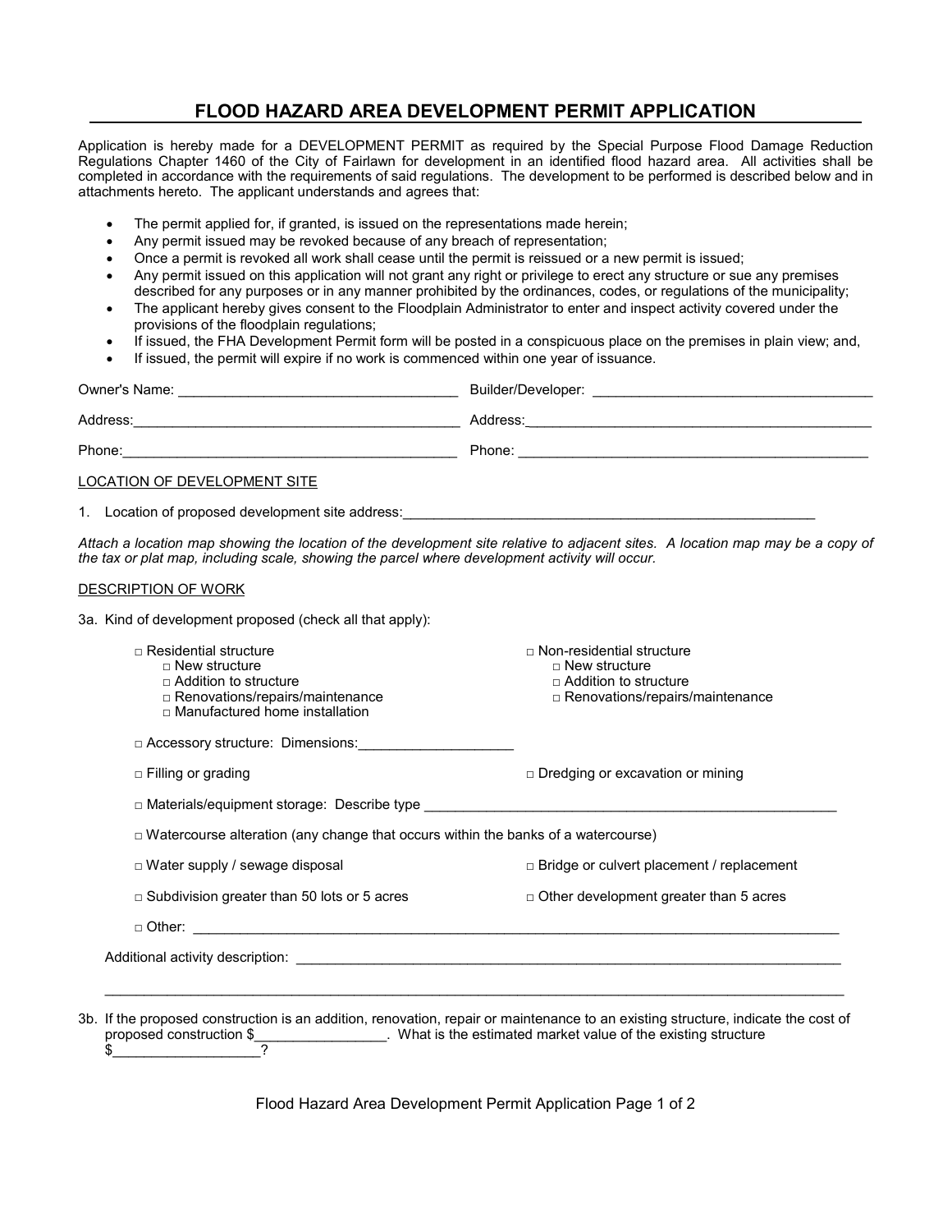# FLOOD HAZARD AREA DEVELOPMENT PERMIT APPLICATION

Application is hereby made for a DEVELOPMENT PERMIT as required by the Special Purpose Flood Damage Reduction Regulations Chapter 1460 of the City of Fairlawn for development in an identified flood hazard area. All activities shall be completed in accordance with the requirements of said regulations. The development to be performed is described below and in attachments hereto. The applicant understands and agrees that:

- The permit applied for, if granted, is issued on the representations made herein;
- Any permit issued may be revoked because of any breach of representation;
- Once a permit is revoked all work shall cease until the permit is reissued or a new permit is issued;
- Any permit issued on this application will not grant any right or privilege to erect any structure or sue any premises described for any purposes or in any manner prohibited by the ordinances, codes, or regulations of the municipality;
- The applicant hereby gives consent to the Floodplain Administrator to enter and inspect activity covered under the provisions of the floodplain regulations;
- If issued, the FHA Development Permit form will be posted in a conspicuous place on the premises in plain view; and,
- If issued, the permit will expire if no work is commenced within one year of issuance.

Owner's Name: ___________________________________ Builder/Developer: ___________________________________

Address:_________________________________________ Address:_____________________________________________

Phone:__________________________________________ Phone: _____________________________________________

LOCATION OF DEVELOPMENT SITE

1. Location of proposed development site address:_______________________________________________________

*Attach a location map showing the location of the development site relative to adjacent sites. A location map may be a copy of the tax or plat map, including scale, showing the parcel where development activity will occur.*

DESCRIPTION OF WORK

3a. Kind of development proposed (check all that apply):

- □ Residential structure
  - □ New structure
  - □ Addition to structure
  - □ Renovations/repairs/maintenance
  - □ Manufactured home installation
- □ Non-residential structure
  - □ New structure
  - □ Addition to structure
  - □ Renovations/repairs/maintenance

□ Accessory structure: Dimensions:___________________

□ Filling or grading

□ Dredging or excavation or mining

□ Materials/equipment storage: Describe type ______________________________________________________

□ Watercourse alteration (any change that occurs within the banks of a watercourse)

□ Water supply / sewage disposal

□ Bridge or culvert placement / replacement

□ Subdivision greater than 50 lots or 5 acres

□ Other development greater than 5 acres

□ Other: _____________________________________________________________________________________

Additional activity description: ______________________________________________________________________

_________________________________________________________________________________________________

3b. If the proposed construction is an addition, renovation, repair or maintenance to an existing structure, indicate the cost of proposed construction $________________. What is the estimated market value of the existing structure $__________________?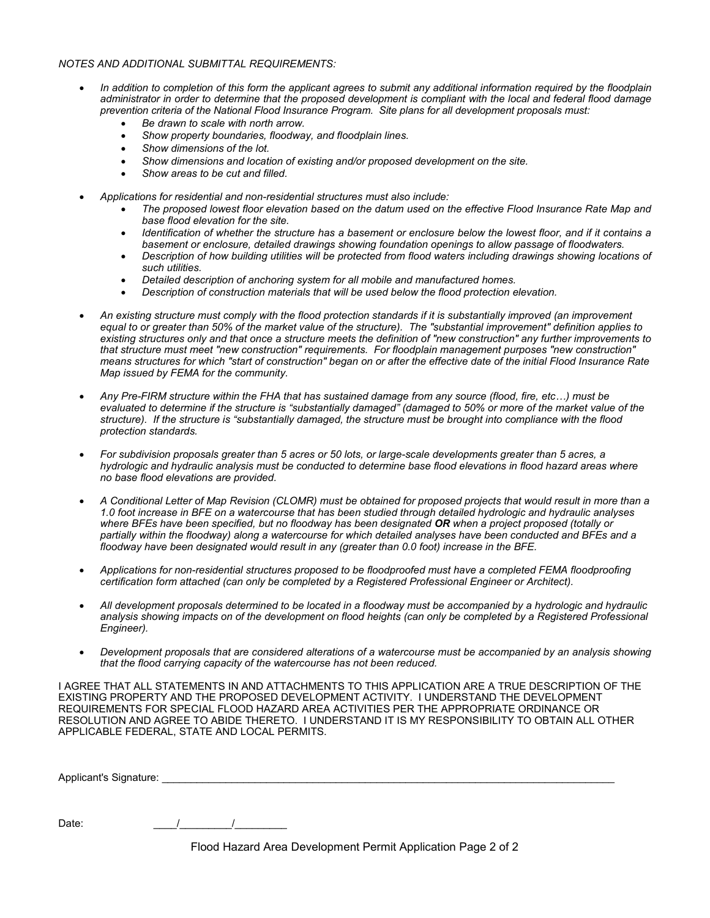*NOTES AND ADDITIONAL SUBMITTAL REQUIREMENTS:*

- *In addition to completion of this form the applicant agrees to submit any additional information required by the floodplain administrator in order to determine that the proposed development is compliant with the local and federal flood damage prevention criteria of the National Flood Insurance Program. Site plans for all development proposals must:*
  - *Be drawn to scale with north arrow.*
  - *Show property boundaries, floodway, and floodplain lines.*
  - *Show dimensions of the lot.*
  - *Show dimensions and location of existing and/or proposed development on the site.*
  - *Show areas to be cut and filled.*

- *Applications for residential and non-residential structures must also include:*
  - *The proposed lowest floor elevation based on the datum used on the effective Flood Insurance Rate Map and base flood elevation for the site.*
  - *Identification of whether the structure has a basement or enclosure below the lowest floor, and if it contains a basement or enclosure, detailed drawings showing foundation openings to allow passage of floodwaters.*
  - *Description of how building utilities will be protected from flood waters including drawings showing locations of such utilities.*
  - *Detailed description of anchoring system for all mobile and manufactured homes.*
  - *Description of construction materials that will be used below the flood protection elevation.*

- *An existing structure must comply with the flood protection standards if it is substantially improved (an improvement equal to or greater than 50% of the market value of the structure). The "substantial improvement" definition applies to existing structures only and that once a structure meets the definition of "new construction" any further improvements to that structure must meet "new construction" requirements. For floodplain management purposes "new construction" means structures for which "start of construction" began on or after the effective date of the initial Flood Insurance Rate Map issued by FEMA for the community.*

- *Any Pre-FIRM structure within the FHA that has sustained damage from any source (flood, fire, etc…) must be evaluated to determine if the structure is "substantially damaged" (damaged to 50% or more of the market value of the structure). If the structure is "substantially damaged, the structure must be brought into compliance with the flood protection standards.*

- *For subdivision proposals greater than 5 acres or 50 lots, or large-scale developments greater than 5 acres, a hydrologic and hydraulic analysis must be conducted to determine base flood elevations in flood hazard areas where no base flood elevations are provided.*

- *A Conditional Letter of Map Revision (CLOMR) must be obtained for proposed projects that would result in more than a 1.0 foot increase in BFE on a watercourse that has been studied through detailed hydrologic and hydraulic analyses where BFEs have been specified, but no floodway has been designated* ***OR*** *when a project proposed (totally or partially within the floodway) along a watercourse for which detailed analyses have been conducted and BFEs and a floodway have been designated would result in any (greater than 0.0 foot) increase in the BFE.*

- *Applications for non-residential structures proposed to be floodproofed must have a completed FEMA floodproofing certification form attached (can only be completed by a Registered Professional Engineer or Architect).*

- *All development proposals determined to be located in a floodway must be accompanied by a hydrologic and hydraulic analysis showing impacts on of the development on flood heights (can only be completed by a Registered Professional Engineer).*

- *Development proposals that are considered alterations of a watercourse must be accompanied by an analysis showing that the flood carrying capacity of the watercourse has not been reduced.*

I AGREE THAT ALL STATEMENTS IN AND ATTACHMENTS TO THIS APPLICATION ARE A TRUE DESCRIPTION OF THE EXISTING PROPERTY AND THE PROPOSED DEVELOPMENT ACTIVITY. I UNDERSTAND THE DEVELOPMENT REQUIREMENTS FOR SPECIAL FLOOD HAZARD AREA ACTIVITIES PER THE APPROPRIATE ORDINANCE OR RESOLUTION AND AGREE TO ABIDE THERETO. I UNDERSTAND IT IS MY RESPONSIBILITY TO OBTAIN ALL OTHER APPLICABLE FEDERAL, STATE AND LOCAL PERMITS.

Applicant's Signature: ______________________________________________________________________________

Date: ____/_________/_________

Flood Hazard Area Development Permit Application Page 2 of 2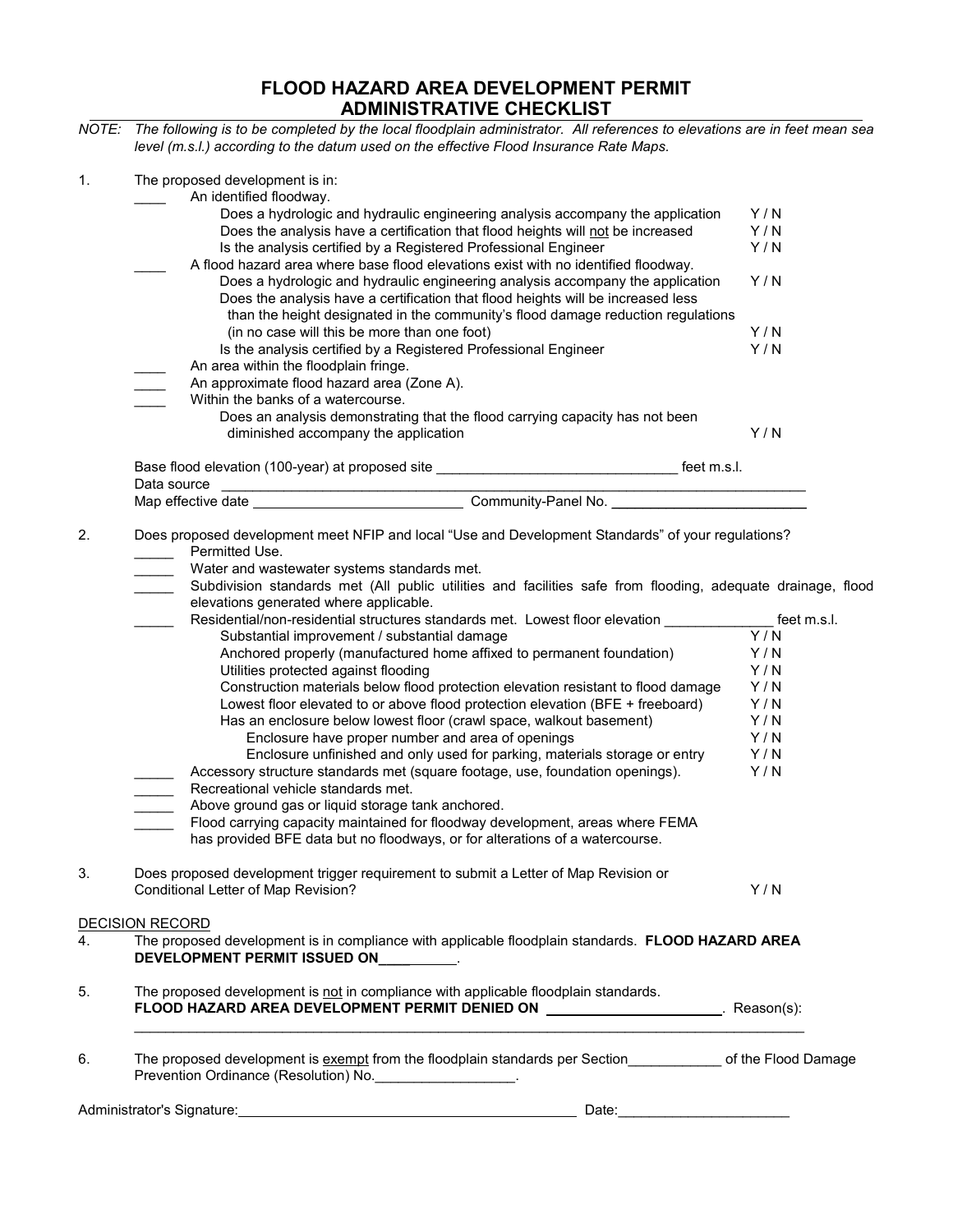# FLOOD HAZARD AREA DEVELOPMENT PERMIT
# ADMINISTRATIVE CHECKLIST

*NOTE: The following is to be completed by the local floodplain administrator. All references to elevations are in feet mean sea level (m.s.l.) according to the datum used on the effective Flood Insurance Rate Maps.*

1. The proposed development is in:

   ____ An identified floodway.
   - Does a hydrologic and hydraulic engineering analysis accompany the application Y / N
   - Does the analysis have a certification that flood heights will not be increased Y / N
   - Is the analysis certified by a Registered Professional Engineer Y / N

   ____ A flood hazard area where base flood elevations exist with no identified floodway.
   - Does a hydrologic and hydraulic engineering analysis accompany the application Y / N
   - Does the analysis have a certification that flood heights will be increased less than the height designated in the community's flood damage reduction regulations (in no case will this be more than one foot) Y / N
   - Is the analysis certified by a Registered Professional Engineer Y / N

   ____ An area within the floodplain fringe.

   ____ An approximate flood hazard area (Zone A).

   ____ Within the banks of a watercourse.
   - Does an analysis demonstrating that the flood carrying capacity has not been diminished accompany the application Y / N

   Base flood elevation (100-year) at proposed site _______________________________ feet m.s.l.

   Data source ______________________________________________________________________

   Map effective date ___________________________ Community-Panel No. _________________________

2. Does proposed development meet NFIP and local "Use and Development Standards" of your regulations?

   _____ Permitted Use.

   _____ Water and wastewater systems standards met.

   _____ Subdivision standards met (All public utilities and facilities safe from flooding, adequate drainage, flood elevations generated where applicable.

   _____ Residential/non-residential structures standards met. Lowest floor elevation ______________ feet m.s.l.
   - Substantial improvement / substantial damage Y / N
   - Anchored properly (manufactured home affixed to permanent foundation) Y / N
   - Utilities protected against flooding Y / N
   - Construction materials below flood protection elevation resistant to flood damage Y / N
   - Lowest floor elevated to or above flood protection elevation (BFE + freeboard) Y / N
   - Has an enclosure below lowest floor (crawl space, walkout basement) Y / N
     - Enclosure have proper number and area of openings Y / N
     - Enclosure unfinished and only used for parking, materials storage or entry Y / N

   _____ Accessory structure standards met (square footage, use, foundation openings). Y / N

   _____ Recreational vehicle standards met.

   _____ Above ground gas or liquid storage tank anchored.

   _____ Flood carrying capacity maintained for floodway development, areas where FEMA has provided BFE data but no floodways, or for alterations of a watercourse.

3. Does proposed development trigger requirement to submit a Letter of Map Revision or Conditional Letter of Map Revision? Y / N

DECISION RECORD

4. The proposed development is in compliance with applicable floodplain standards. **FLOOD HAZARD AREA DEVELOPMENT PERMIT ISSUED ON__________.**

5. The proposed development is not in compliance with applicable floodplain standards.
   **FLOOD HAZARD AREA DEVELOPMENT PERMIT DENIED ON** _______________________. Reason(s):
   ___________________________________________________________________________________________

6. The proposed development is exempt from the floodplain standards per Section____________ of the Flood Damage Prevention Ordinance (Resolution) No.__________________.

Administrator's Signature:_____________________________________________ Date:______________________